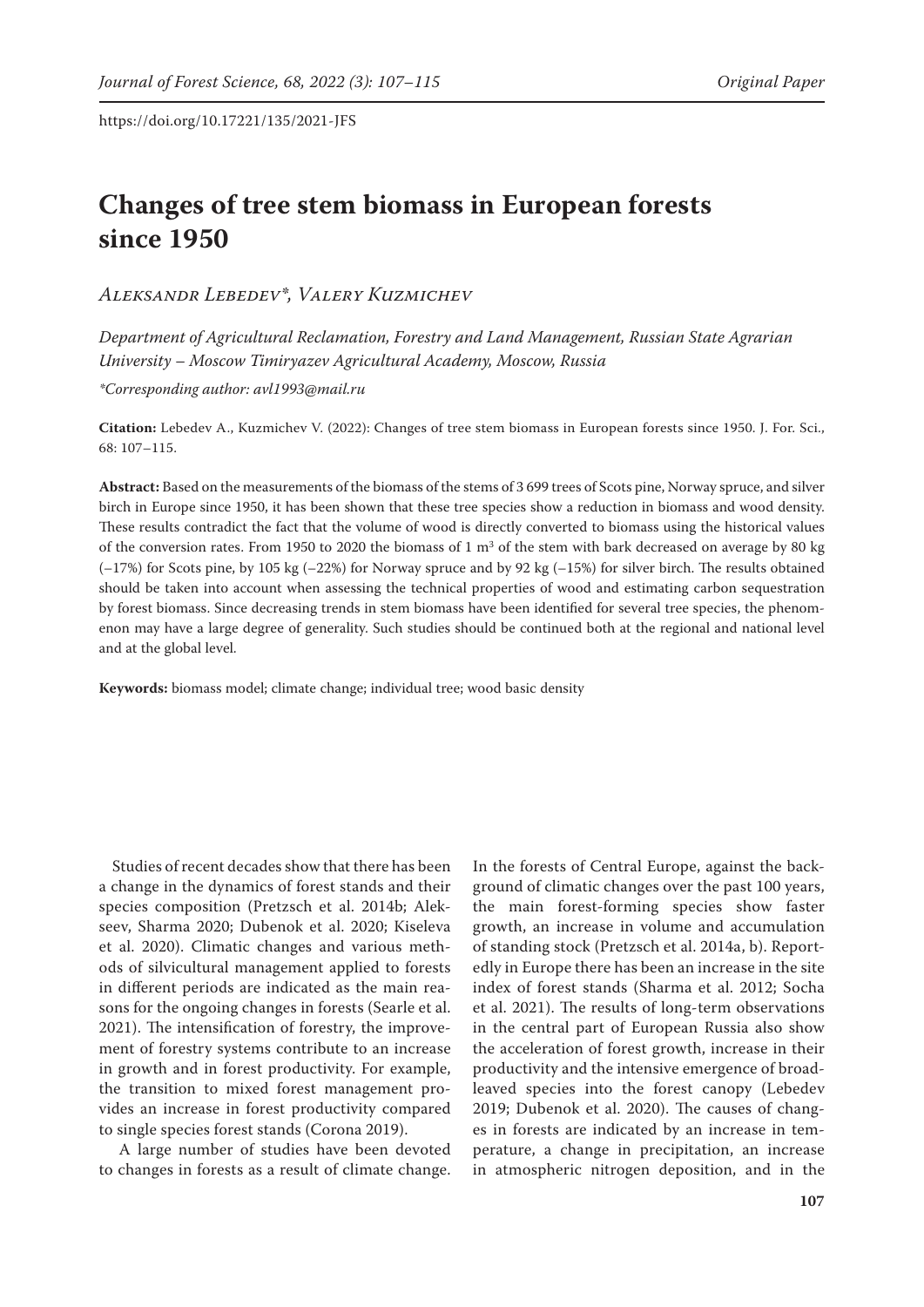https://doi.org/10.17221/135/2021-JFS

# Changes of tree stem biomass in European forests since 1950

*Aleksandr Lebedev\*, Valery Kuzmichev*

*Department of Agricultural Reclamation, Forestry and Land Management, Russian State Agrarian University – Moscow Timiryazev Agricultural Academy, Moscow, Russia*

*\*Corresponding author: avl1993@mail.ru*

**Citation:** Lebedev A., Kuzmichev V. (2022): Changes of tree stem biomass in European forests since 1950. J. For. Sci., 68: 107–115.

**Abstract:** Based on the measurements of the biomass of the stems of 3 699 trees of Scots pine, Norway spruce, and silver birch in Europe since 1950, it has been shown that these tree species show a reduction in biomass and wood density. These results contradict the fact that the volume of wood is directly converted to biomass using the historical values of the conversion rates. From 1950 to 2020 the biomass of 1 $m^3$ of the stem with bark decreased on average by 80 kg (–17%) for Scots pine, by 105 kg (–22%) for Norway spruce and by 92 kg (–15%) for silver birch. The results obtained should be taken into account when assessing the technical properties of wood and estimating carbon sequestration by forest biomass. Since decreasing trends in stem biomass have been identified for several tree species, the phenomenon may have a large degree of generality. Such studies should be continued both at the regional and national level and at the global level.

**Keywords:** biomass model; climate change; individual tree; wood basic density

Studies of recent decades show that there has been a change in the dynamics of forest stands and their species composition (Pretzsch et al. 2014b; Alekseev, Sharma 2020; Dubenok et al. 2020; Kiseleva et al. 2020). Climatic changes and various methods of silvicultural management applied to forests in different periods are indicated as the main reasons for the ongoing changes in forests (Searle et al. 2021). The intensification of forestry, the improvement of forestry systems contribute to an increase in growth and in forest productivity. For example, the transition to mixed forest management provides an increase in forest productivity compared to single species forest stands (Corona 2019).

A large number of studies have been devoted to changes in forests as a result of climate change. In the forests of Central Europe, against the background of climatic changes over the past 100 years, the main forest-forming species show faster growth, an increase in volume and accumulation of standing stock (Pretzsch et al. 2014a, b). Reportedly in Europe there has been an increase in the site index of forest stands (Sharma et al. 2012; Socha et al. 2021). The results of long-term observations in the central part of European Russia also show the acceleration of forest growth, increase in their productivity and the intensive emergence of broad-leaved species into the forest canopy (Lebedev 2019; Dubenok et al. 2020). The causes of changes in forests are indicated by an increase in temperature, a change in precipitation, an increase in atmospheric nitrogen deposition, and in the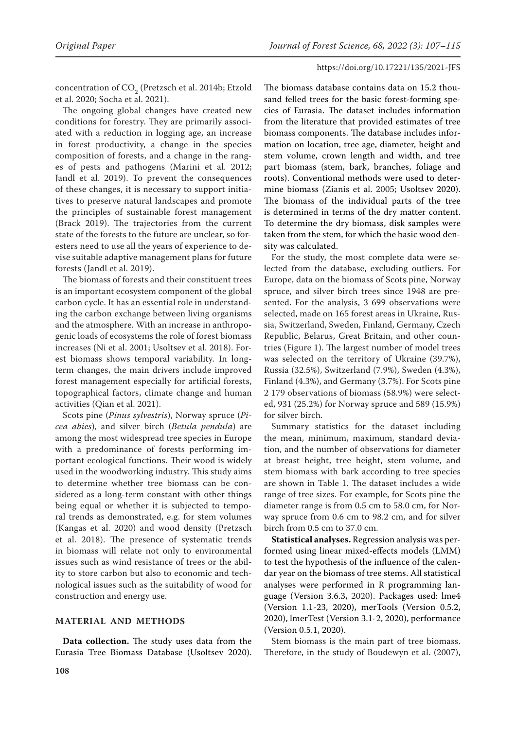concentration of $CO_2$ (Pretzsch et al. 2014b; Etzold et al. 2020; Socha et al. 2021).

The ongoing global changes have created new conditions for forestry. They are primarily associated with a reduction in logging age, an increase in forest productivity, a change in the species composition of forests, and a change in the ranges of pests and pathogens (Marini et al. 2012; Jandl et al. 2019). To prevent the consequences of these changes, it is necessary to support initiatives to preserve natural landscapes and promote the principles of sustainable forest management (Brack 2019). The trajectories from the current state of the forests to the future are unclear, so foresters need to use all the years of experience to devise suitable adaptive management plans for future forests (Jandl et al. 2019).

The biomass of forests and their constituent trees is an important ecosystem component of the global carbon cycle. It has an essential role in understanding the carbon exchange between living organisms and the atmosphere. With an increase in anthropogenic loads of ecosystems the role of forest biomass increases (Ni et al. 2001; Usoltsev et al. 2018). Forest biomass shows temporal variability. In long-term changes, the main drivers include improved forest management especially for artificial forests, topographical factors, climate change and human activities (Qian et al. 2021).

Scots pine (*Pinus sylvestris*), Norway spruce (*Picea abies*), and silver birch (*Betula pendula*) are among the most widespread tree species in Europe with a predominance of forests performing important ecological functions. Their wood is widely used in the woodworking industry. This study aims to determine whether tree biomass can be considered as a long-term constant with other things being equal or whether it is subjected to temporal trends as demonstrated, e.g. for stem volumes (Kangas et al. 2020) and wood density (Pretzsch et al. 2018). The presence of systematic trends in biomass will relate not only to environmental issues such as wind resistance of trees or the ability to store carbon but also to economic and technological issues such as the suitability of wood for construction and energy use.

## MATERIAL AND METHODS

**Data collection.** The study uses data from the Eurasia Tree Biomass Database (Usoltsev 2020). The biomass database contains data on 15.2 thousand felled trees for the basic forest-forming species of Eurasia. The dataset includes information from the literature that provided estimates of tree biomass components. The database includes information on location, tree age, diameter, height and stem volume, crown length and width, and tree part biomass (stem, bark, branches, foliage and roots). Conventional methods were used to determine biomass (Zianis et al. 2005; Usoltsev 2020). The biomass of the individual parts of the tree is determined in terms of the dry matter content. To determine the dry biomass, disk samples were taken from the stem, for which the basic wood density was calculated.

For the study, the most complete data were selected from the database, excluding outliers. For Europe, data on the biomass of Scots pine, Norway spruce, and silver birch trees since 1948 are presented. For the analysis, 3 699 observations were selected, made on 165 forest areas in Ukraine, Russia, Switzerland, Sweden, Finland, Germany, Czech Republic, Belarus, Great Britain, and other countries (Figure 1). The largest number of model trees was selected on the territory of Ukraine (39.7%), Russia (32.5%), Switzerland (7.9%), Sweden (4.3%), Finland (4.3%), and Germany (3.7%). For Scots pine 2 179 observations of biomass (58.9%) were selected, 931 (25.2%) for Norway spruce and 589 (15.9%) for silver birch.

Summary statistics for the dataset including the mean, minimum, maximum, standard deviation, and the number of observations for diameter at breast height, tree height, stem volume, and stem biomass with bark according to tree species are shown in Table 1. The dataset includes a wide range of tree sizes. For example, for Scots pine the diameter range is from 0.5 cm to 58.0 cm, for Norway spruce from 0.6 cm to 98.2 cm, and for silver birch from 0.5 cm to 37.0 cm.

**Statistical analyses.** Regression analysis was performed using linear mixed-effects models (LMM) to test the hypothesis of the influence of the calendar year on the biomass of tree stems. All statistical analyses were performed in R programming language (Version 3.6.3, 2020). Packages used: lme4 (Version 1.1-23, 2020), merTools (Version 0.5.2, 2020), lmerTest (Version 3.1-2, 2020), performance (Version 0.5.1, 2020).

Stem biomass is the main part of tree biomass. Therefore, in the study of Boudewyn et al. (2007),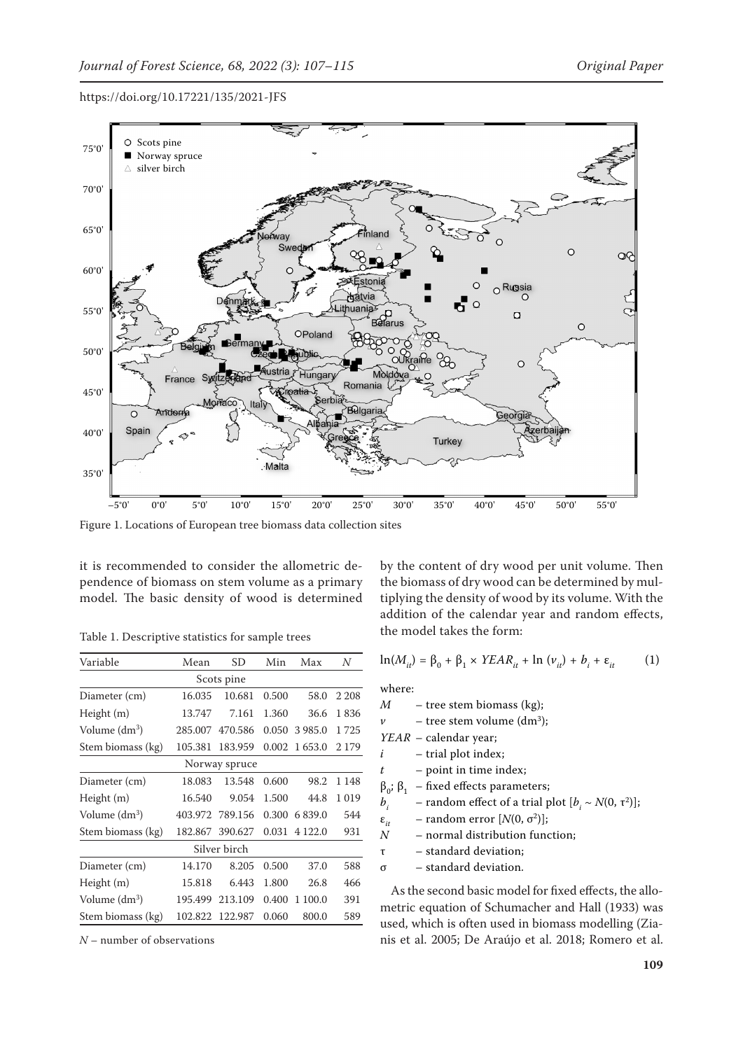Figure 1. Locations of European tree biomass data collection sites

it is recommended to consider the allometric dependence of biomass on stem volume as a primary model. The basic density of wood is determined by the content of dry wood per unit volume. Then the biomass of dry wood can be determined by multiplying the density of wood by its volume. With the addition of the calendar year and random effects, the model takes the form:

Table 1. Descriptive statistics for sample trees

| Variable | Mean | SD | Min | Max | N |
|---|---|---|---|---|---|
| Scots pine | | | | | |
| Diameter (cm) | 16.035 | 10.681 | 0.500 | 58.0 | 2 208 |
| Height (m) | 13.747 | 7.161 | 1.360 | 36.6 | 1 836 |
| Volume ($dm^3$) | 285.007 | 470.586 | 0.050 | 3 985.0 | 1 725 |
| Stem biomass (kg) | 105.381 | 183.959 | 0.002 | 1 653.0 | 2 179 |
| Norway spruce | | | | | |
| Diameter (cm) | 18.083 | 13.548 | 0.600 | 98.2 | 1 148 |
| Height (m) | 16.540 | 9.054 | 1.500 | 44.8 | 1 019 |
| Volume ($dm^3$) | 403.972 | 789.156 | 0.300 | 6 839.0 | 544 |
| Stem biomass (kg) | 182.867 | 390.627 | 0.031 | 4 122.0 | 931 |
| Silver birch | | | | | |
| Diameter (cm) | 14.170 | 8.205 | 0.500 | 37.0 | 588 |
| Height (m) | 15.818 | 6.443 | 1.800 | 26.8 | 466 |
| Volume ($dm^3$) | 195.499 | 213.109 | 0.400 | 1 100.0 | 391 |
| Stem biomass (kg) | 102.822 | 122.987 | 0.060 | 800.0 | 589 |

*N* – number of observations

$$\ln(M_{it}) = \beta_0 + \beta_1 \times YEAR_{it} + \ln(v_{it}) + b_i + \varepsilon_{it} \qquad (1)$$

where:

$M$ – tree stem biomass (kg);
$v$ – tree stem volume ($dm^3$);
$YEAR$ – calendar year;
$i$ – trial plot index;
$t$ – point in time index;
$\beta_0$; $\beta_1$ – fixed effects parameters;
$b_i$ – random effect of a trial plot [$b_i \sim N(0, \tau^2)$];
$\varepsilon_{it}$ – random error [$N(0, \sigma^2)$];
$N$ – normal distribution function;
$\tau$ – standard deviation;
$\sigma$ – standard deviation.

As the second basic model for fixed effects, the allometric equation of Schumacher and Hall (1933) was used, which is often used in biomass modelling (Zianis et al. 2005; De Araújo et al. 2018; Romero et al.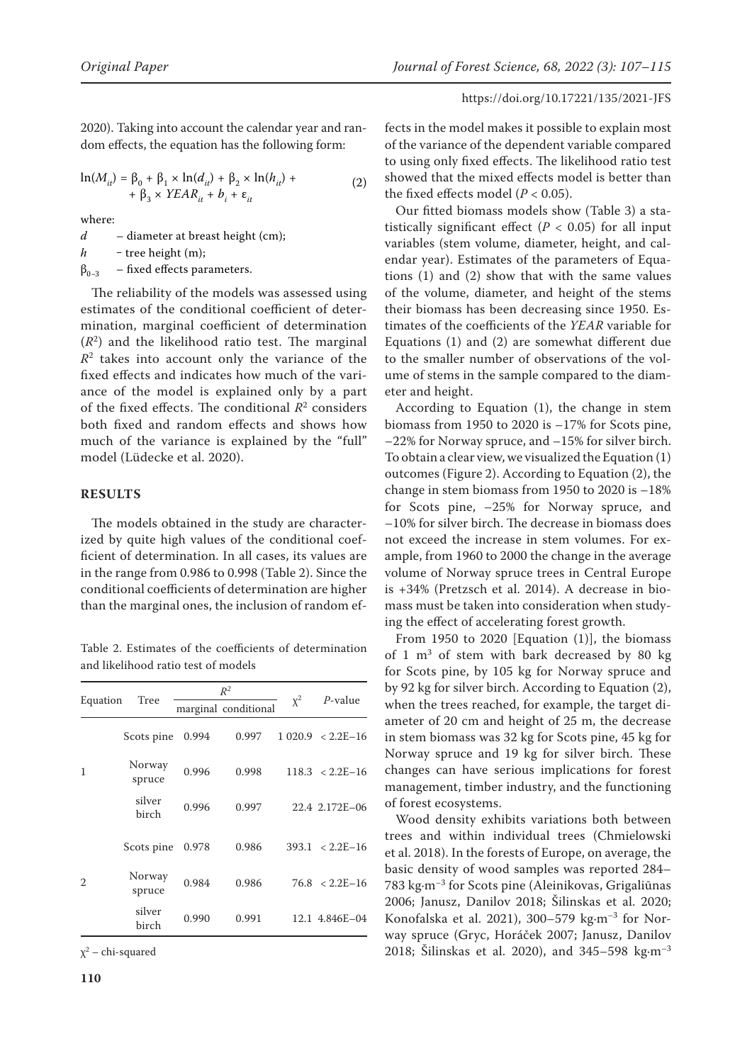2020). Taking into account the calendar year and random effects, the equation has the following form:

$$\ln(M_{it}) = \beta_0 + \beta_1 \times \ln(d_{it}) + \beta_2 \times \ln(h_{it}) + \beta_3 \times YEAR_{it} + b_i + \varepsilon_{it} \tag{2}$$

where:

$d$ – diameter at breast height (cm);

$h$ – tree height (m);

$\beta_{0-3}$ – fixed effects parameters.

The reliability of the models was assessed using estimates of the conditional coefficient of determination, marginal coefficient of determination ($R^2$) and the likelihood ratio test. The marginal $R^2$ takes into account only the variance of the fixed effects and indicates how much of the variance of the model is explained only by a part of the fixed effects. The conditional $R^2$ considers both fixed and random effects and shows how much of the variance is explained by the "full" model (Lüdecke et al. 2020).

## RESULTS

The models obtained in the study are characterized by quite high values of the conditional coefficient of determination. In all cases, its values are in the range from 0.986 to 0.998 (Table 2). Since the conditional coefficients of determination are higher than the marginal ones, the inclusion of random effects in the model makes it possible to explain most of the variance of the dependent variable compared to using only fixed effects. The likelihood ratio test showed that the mixed effects model is better than the fixed effects model ($P < 0.05$).

Table 2. Estimates of the coefficients of determination and likelihood ratio test of models

| Equation | Tree | $R^2$ | | $\chi^2$ | $P$-value |
|---|---|---|---|---|---|
| | | marginal | conditional | | |
| 1 | Scots pine | 0.994 | 0.997 | 1 020.9 | < 2.2E–16 |
| | Norway spruce | 0.996 | 0.998 | 118.3 | < 2.2E–16 |
| | silver birch | 0.996 | 0.997 | 22.4 | 2.172E–06 |
| 2 | Scots pine | 0.978 | 0.986 | 393.1 | < 2.2E–16 |
| | Norway spruce | 0.984 | 0.986 | 76.8 | < 2.2E–16 |
| | silver birch | 0.990 | 0.991 | 12.1 | 4.846E–04 |

$\chi^2$ – chi-squared

Our fitted biomass models show (Table 3) a statistically significant effect ($P < 0.05$) for all input variables (stem volume, diameter, height, and calendar year). Estimates of the parameters of Equations (1) and (2) show that with the same values of the volume, diameter, and height of the stems their biomass has been decreasing since 1950. Estimates of the coefficients of the *YEAR* variable for Equations (1) and (2) are somewhat different due to the smaller number of observations of the volume of stems in the sample compared to the diameter and height.

According to Equation (1), the change in stem biomass from 1950 to 2020 is –17% for Scots pine, –22% for Norway spruce, and –15% for silver birch. To obtain a clear view, we visualized the Equation (1) outcomes (Figure 2). According to Equation (2), the change in stem biomass from 1950 to 2020 is –18% for Scots pine, –25% for Norway spruce, and –10% for silver birch. The decrease in biomass does not exceed the increase in stem volumes. For example, from 1960 to 2000 the change in the average volume of Norway spruce trees in Central Europe is +34% (Pretzsch et al. 2014). A decrease in biomass must be taken into consideration when studying the effect of accelerating forest growth.

From 1950 to 2020 [Equation (1)], the biomass of 1 $m^3$ of stem with bark decreased by 80 kg for Scots pine, by 105 kg for Norway spruce and by 92 kg for silver birch. According to Equation (2), when the trees reached, for example, the target diameter of 20 cm and height of 25 m, the decrease in stem biomass was 32 kg for Scots pine, 45 kg for Norway spruce and 19 kg for silver birch. These changes can have serious implications for forest management, timber industry, and the functioning of forest ecosystems.

Wood density exhibits variations both between trees and within individual trees (Chmielowski et al. 2018). In the forests of Europe, on average, the basic density of wood samples was reported 284–783 $kg \cdot m^{-3}$ for Scots pine (Aleinikovas, Grigaliūnas 2006; Janusz, Danilov 2018; Šilinskas et al. 2020; Konofalska et al. 2021), 300–579 $kg \cdot m^{-3}$ for Norway spruce (Gryc, Horáček 2007; Janusz, Danilov 2018; Šilinskas et al. 2020), and 345–598 $kg \cdot m^{-3}$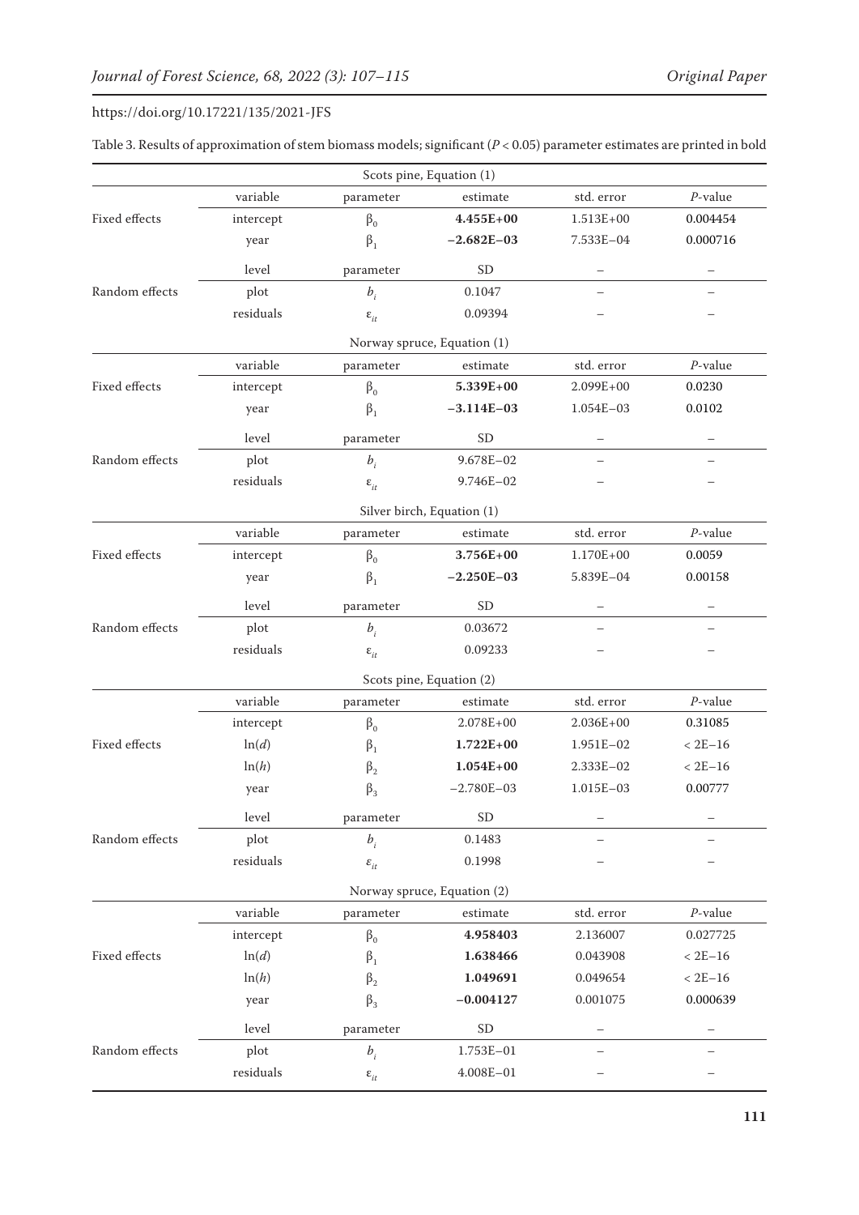Table 3. Results of approximation of stem biomass models; significant ($P < 0.05$) parameter estimates are printed in bold

| Scots pine, Equation (1) | | | | | |
|---|---|---|---|---|---|
| | variable | parameter | estimate | std. error | $P$-value |
| Fixed effects | intercept | $\beta_0$ | **4.455E+00** | 1.513E+00 | 0.004454 |
| | year | $\beta_1$ | **−2.682E−03** | 7.533E−04 | 0.000716 |
| | level | parameter | SD | – | – |
| Random effects | plot | $b_i$ | 0.1047 | – | – |
| | residuals | $\varepsilon_{it}$ | 0.09394 | – | – |
| **Norway spruce, Equation (1)** | | | | | |
| | variable | parameter | estimate | std. error | $P$-value |
| Fixed effects | intercept | $\beta_0$ | **5.339E+00** | 2.099E+00 | 0.0230 |
| | year | $\beta_1$ | **−3.114E−03** | 1.054E−03 | 0.0102 |
| | level | parameter | SD | – | – |
| Random effects | plot | $b_i$ | 9.678E−02 | – | – |
| | residuals | $\varepsilon_{it}$ | 9.746E−02 | – | – |
| **Silver birch, Equation (1)** | | | | | |
| | variable | parameter | estimate | std. error | $P$-value |
| Fixed effects | intercept | $\beta_0$ | **3.756E+00** | 1.170E+00 | 0.0059 |
| | year | $\beta_1$ | **−2.250E−03** | 5.839E−04 | 0.00158 |
| | level | parameter | SD | – | – |
| Random effects | plot | $b_i$ | 0.03672 | – | – |
| | residuals | $\varepsilon_{it}$ | 0.09233 | – | – |
| **Scots pine, Equation (2)** | | | | | |
| | variable | parameter | estimate | std. error | $P$-value |
| Fixed effects | intercept | $\beta_0$ | 2.078E+00 | 2.036E+00 | 0.31085 |
| | ln($d$) | $\beta_1$ | **1.722E+00** | 1.951E−02 | < 2E−16 |
| | ln($h$) | $\beta_2$ | **1.054E+00** | 2.333E−02 | < 2E−16 |
| | year | $\beta_3$ | −2.780E−03 | 1.015E−03 | 0.00777 |
| | level | parameter | SD | – | – |
| Random effects | plot | $b_i$ | 0.1483 | – | – |
| | residuals | $\varepsilon_{it}$ | 0.1998 | – | – |
| **Norway spruce, Equation (2)** | | | | | |
| | variable | parameter | estimate | std. error | $P$-value |
| Fixed effects | intercept | $\beta_0$ | **4.958403** | 2.136007 | 0.027725 |
| | ln($d$) | $\beta_1$ | **1.638466** | 0.043908 | < 2E−16 |
| | ln($h$) | $\beta_2$ | **1.049691** | 0.049654 | < 2E−16 |
| | year | $\beta_3$ | **−0.004127** | 0.001075 | 0.000639 |
| | level | parameter | SD | – | – |
| Random effects | plot | $b_i$ | 1.753E−01 | – | – |
| | residuals | $\varepsilon_{it}$ | 4.008E−01 | – | – |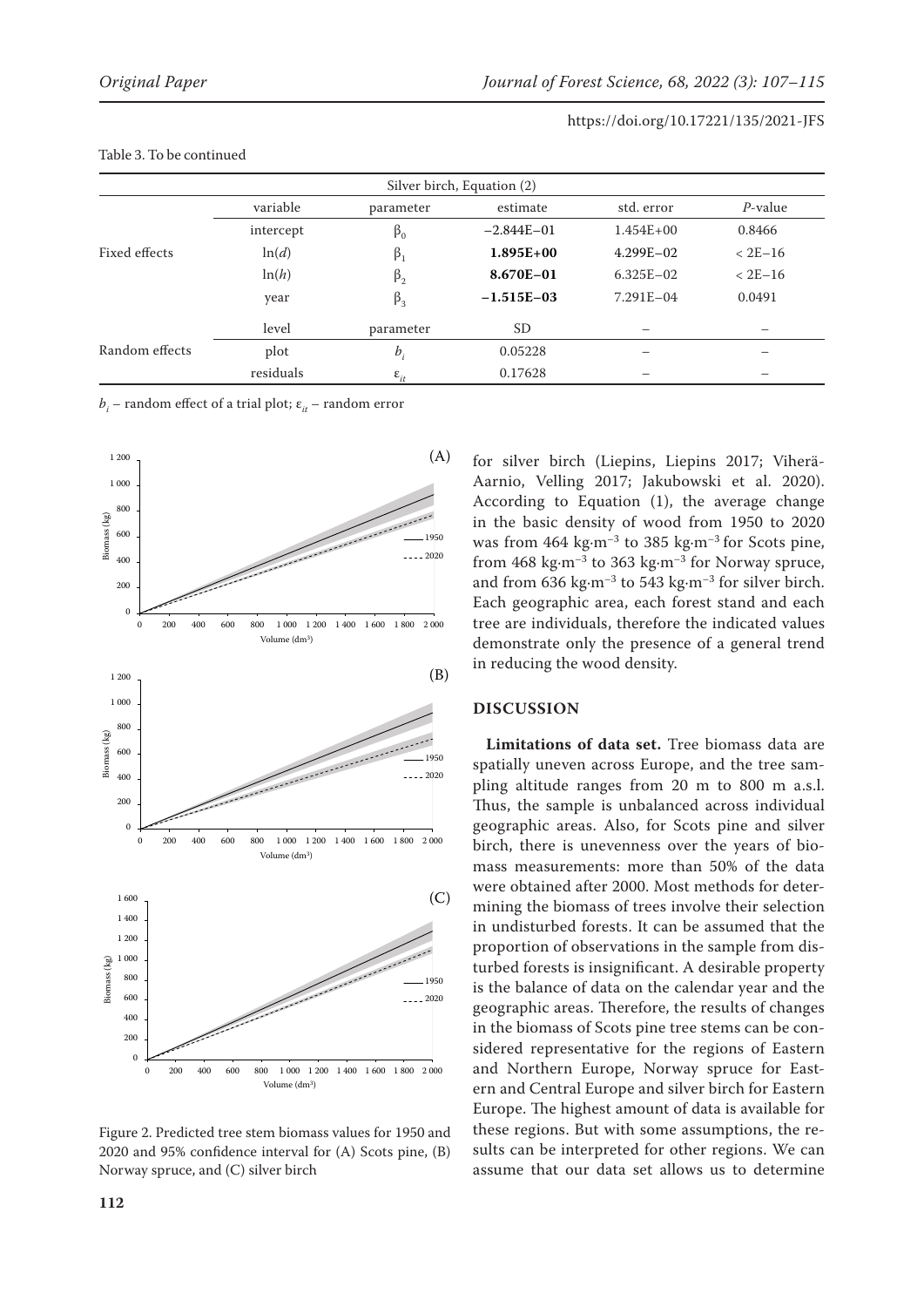Table 3. To be continued

| Silver birch, Equation (2) | | | | | |
|---|---|---|---|---|---|
| | variable | parameter | estimate | std. error | *P*-value |
| Fixed effects | intercept | $\beta_0$ | −2.844E−01 | 1.454E+00 | 0.8466 |
| | ln(*d*) | $\beta_1$ | **1.895E+00** | 4.299E−02 | < 2E−16 |
| | ln(*h*) | $\beta_2$ | **8.670E−01** | 6.325E−02 | < 2E−16 |
| | year | $\beta_3$ | **−1.515E−03** | 7.291E−04 | 0.0491 |
| Random effects | level | parameter | SD | – | – |
| | plot | $b_i$ | 0.05228 | – | – |
| | residuals | $\varepsilon_{it}$ | 0.17628 | – | – |

$b_i$ – random effect of a trial plot; $\varepsilon_{it}$ – random error

Figure 2. Predicted tree stem biomass values for 1950 and 2020 and 95% confidence interval for (A) Scots pine, (B) Norway spruce, and (C) silver birch

for silver birch (Liepins, Liepins 2017; Viherä-Aarnio, Velling 2017; Jakubowski et al. 2020). According to Equation (1), the average change in the basic density of wood from 1950 to 2020 was from 464 kg·m$^{-3}$ to 385 kg·m$^{-3}$ for Scots pine, from 468 kg·m$^{-3}$ to 363 kg·m$^{-3}$ for Norway spruce, and from 636 kg·m$^{-3}$ to 543 kg·m$^{-3}$ for silver birch. Each geographic area, each forest stand and each tree are individuals, therefore the indicated values demonstrate only the presence of a general trend in reducing the wood density.

## DISCUSSION

**Limitations of data set.** Tree biomass data are spatially uneven across Europe, and the tree sampling altitude ranges from 20 m to 800 m a.s.l. Thus, the sample is unbalanced across individual geographic areas. Also, for Scots pine and silver birch, there is unevenness over the years of biomass measurements: more than 50% of the data were obtained after 2000. Most methods for determining the biomass of trees involve their selection in undisturbed forests. It can be assumed that the proportion of observations in the sample from disturbed forests is insignificant. A desirable property is the balance of data on the calendar year and the geographic areas. Therefore, the results of changes in the biomass of Scots pine tree stems can be considered representative for the regions of Eastern and Northern Europe, Norway spruce for Eastern and Central Europe and silver birch for Eastern Europe. The highest amount of data is available for these regions. But with some assumptions, the results can be interpreted for other regions. We can assume that our data set allows us to determine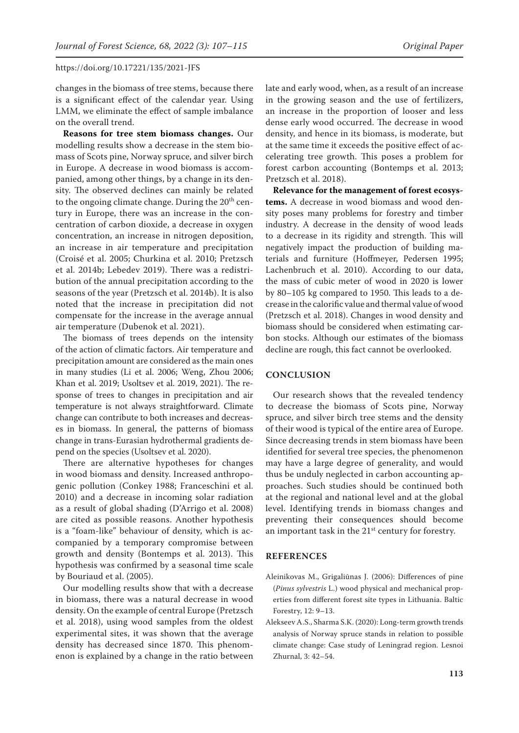changes in the biomass of tree stems, because there is a significant effect of the calendar year. Using LMM, we eliminate the effect of sample imbalance on the overall trend.

**Reasons for tree stem biomass changes.** Our modelling results show a decrease in the stem biomass of Scots pine, Norway spruce, and silver birch in Europe. A decrease in wood biomass is accompanied, among other things, by a change in its density. The observed declines can mainly be related to the ongoing climate change. During the 20th century in Europe, there was an increase in the concentration of carbon dioxide, a decrease in oxygen concentration, an increase in nitrogen deposition, an increase in air temperature and precipitation (Croisé et al. 2005; Churkina et al. 2010; Pretzsch et al. 2014b; Lebedev 2019). There was a redistribution of the annual precipitation according to the seasons of the year (Pretzsch et al. 2014b). It is also noted that the increase in precipitation did not compensate for the increase in the average annual air temperature (Dubenok et al. 2021).

The biomass of trees depends on the intensity of the action of climatic factors. Air temperature and precipitation amount are considered as the main ones in many studies (Li et al. 2006; Weng, Zhou 2006; Khan et al. 2019; Usoltsev et al. 2019, 2021). The response of trees to changes in precipitation and air temperature is not always straightforward. Climate change can contribute to both increases and decreases in biomass. In general, the patterns of biomass change in trans-Eurasian hydrothermal gradients depend on the species (Usoltsev et al. 2020).

There are alternative hypotheses for changes in wood biomass and density. Increased anthropogenic pollution (Conkey 1988; Franceschini et al. 2010) and a decrease in incoming solar radiation as a result of global shading (D'Arrigo et al. 2008) are cited as possible reasons. Another hypothesis is a "foam-like" behaviour of density, which is accompanied by a temporary compromise between growth and density (Bontemps et al. 2013). This hypothesis was confirmed by a seasonal time scale by Bouriaud et al. (2005).

Our modelling results show that with a decrease in biomass, there was a natural decrease in wood density. On the example of central Europe (Pretzsch et al. 2018), using wood samples from the oldest experimental sites, it was shown that the average density has decreased since 1870. This phenomenon is explained by a change in the ratio between late and early wood, when, as a result of an increase in the growing season and the use of fertilizers, an increase in the proportion of looser and less dense early wood occurred. The decrease in wood density, and hence in its biomass, is moderate, but at the same time it exceeds the positive effect of accelerating tree growth. This poses a problem for forest carbon accounting (Bontemps et al. 2013; Pretzsch et al. 2018).

**Relevance for the management of forest ecosystems.** A decrease in wood biomass and wood density poses many problems for forestry and timber industry. A decrease in the density of wood leads to a decrease in its rigidity and strength. This will negatively impact the production of building materials and furniture (Hoffmeyer, Pedersen 1995; Lachenbruch et al. 2010). According to our data, the mass of cubic meter of wood in 2020 is lower by 80–105 kg compared to 1950. This leads to a decrease in the calorific value and thermal value of wood (Pretzsch et al. 2018). Changes in wood density and biomass should be considered when estimating carbon stocks. Although our estimates of the biomass decline are rough, this fact cannot be overlooked.

## CONCLUSION

Our research shows that the revealed tendency to decrease the biomass of Scots pine, Norway spruce, and silver birch tree stems and the density of their wood is typical of the entire area of Europe. Since decreasing trends in stem biomass have been identified for several tree species, the phenomenon may have a large degree of generality, and would thus be unduly neglected in carbon accounting approaches. Such studies should be continued both at the regional and national level and at the global level. Identifying trends in biomass changes and preventing their consequences should become an important task in the 21st century for forestry.

## REFERENCES

Aleinikovas M., Grigaliūnas J. (2006): Differences of pine (*Pinus sylvestris* L.) wood physical and mechanical properties from different forest site types in Lithuania. Baltic Forestry, 12: 9–13.

Alekseev A.S., Sharma S.K. (2020): Long-term growth trends analysis of Norway spruce stands in relation to possible climate change: Case study of Leningrad region. Lesnoi Zhurnal, 3: 42–54.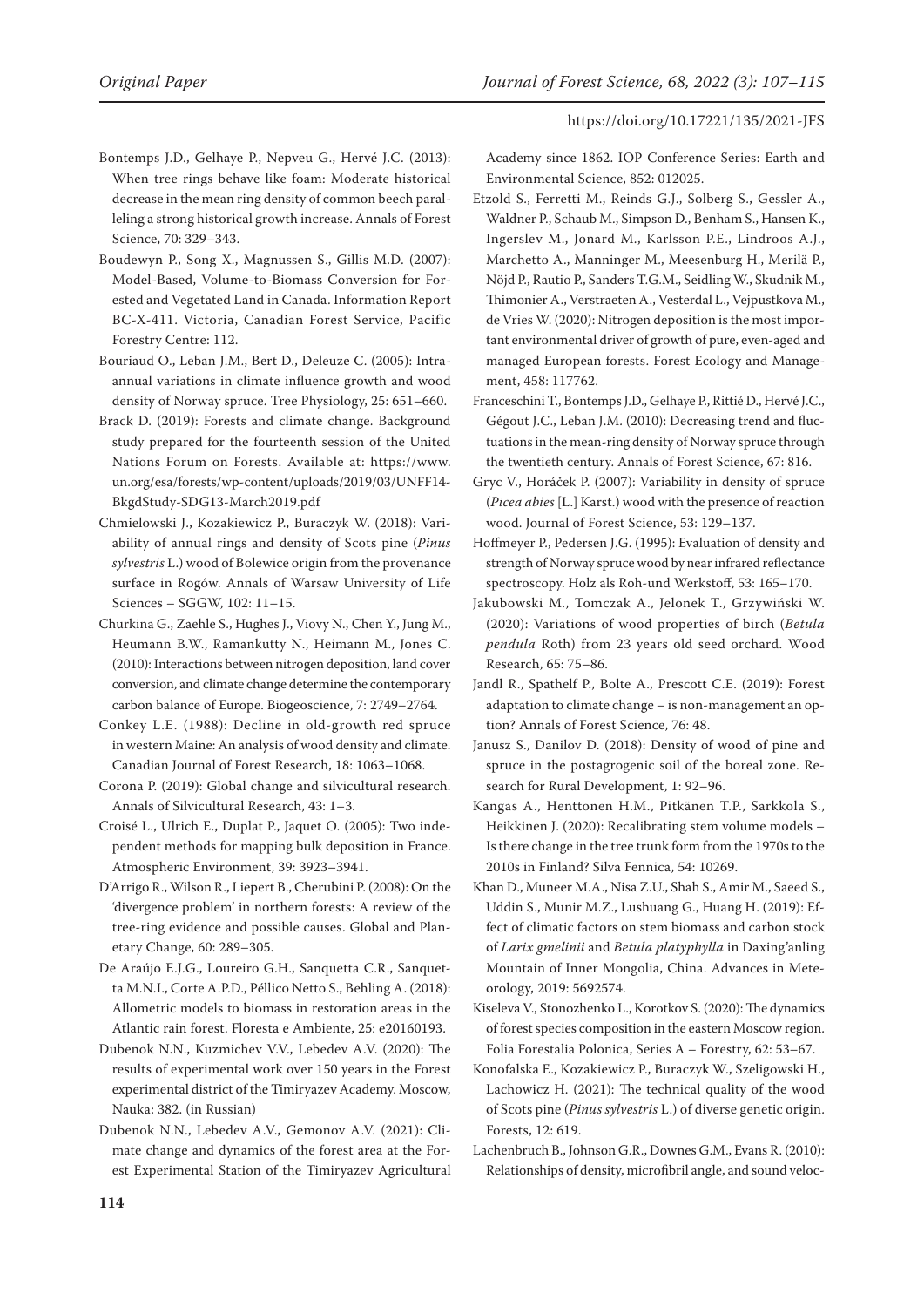Bontemps J.D., Gelhaye P., Nepveu G., Hervé J.C. (2013): When tree rings behave like foam: Moderate historical decrease in the mean ring density of common beech paralleling a strong historical growth increase. Annals of Forest Science, 70: 329–343.

Boudewyn P., Song X., Magnussen S., Gillis M.D. (2007): Model-Based, Volume-to-Biomass Conversion for Forested and Vegetated Land in Canada. Information Report BC-X-411. Victoria, Canadian Forest Service, Pacific Forestry Centre: 112.

Bouriaud O., Leban J.M., Bert D., Deleuze C. (2005): Intra-annual variations in climate influence growth and wood density of Norway spruce. Tree Physiology, 25: 651–660.

Brack D. (2019): Forests and climate change. Background study prepared for the fourteenth session of the United Nations Forum on Forests. Available at: https://www.un.org/esa/forests/wp-content/uploads/2019/03/UNFF14-BkgdStudy-SDG13-March2019.pdf

Chmielowski J., Kozakiewicz P., Buraczyk W. (2018): Variability of annual rings and density of Scots pine (*Pinus sylvestris* L.) wood of Bolewice origin from the provenance surface in Rogów. Annals of Warsaw University of Life Sciences – SGGW, 102: 11–15.

Churkina G., Zaehle S., Hughes J., Viovy N., Chen Y., Jung M., Heumann B.W., Ramankutty N., Heimann M., Jones C. (2010): Interactions between nitrogen deposition, land cover conversion, and climate change determine the contemporary carbon balance of Europe. Biogeoscience, 7: 2749–2764.

Conkey L.E. (1988): Decline in old-growth red spruce in western Maine: An analysis of wood density and climate. Canadian Journal of Forest Research, 18: 1063–1068.

Corona P. (2019): Global change and silvicultural research. Annals of Silvicultural Research, 43: 1–3.

Croisé L., Ulrich E., Duplat P., Jaquet O. (2005): Two independent methods for mapping bulk deposition in France. Atmospheric Environment, 39: 3923–3941.

D'Arrigo R., Wilson R., Liepert B., Cherubini P. (2008): On the 'divergence problem' in northern forests: A review of the tree-ring evidence and possible causes. Global and Planetary Change, 60: 289–305.

De Araújo E.J.G., Loureiro G.H., Sanquetta C.R., Sanquetta M.N.I., Corte A.P.D., Péllico Netto S., Behling A. (2018): Allometric models to biomass in restoration areas in the Atlantic rain forest. Floresta e Ambiente, 25: e20160193.

Dubenok N.N., Kuzmichev V.V., Lebedev A.V. (2020): The results of experimental work over 150 years in the Forest experimental district of the Timiryazev Academy. Moscow, Nauka: 382. (in Russian)

Dubenok N.N., Lebedev A.V., Gemonov A.V. (2021): Climate change and dynamics of the forest area at the Forest Experimental Station of the Timiryazev Agricultural Academy since 1862. IOP Conference Series: Earth and Environmental Science, 852: 012025.

Etzold S., Ferretti M., Reinds G.J., Solberg S., Gessler A., Waldner P., Schaub M., Simpson D., Benham S., Hansen K., Ingerslev M., Jonard M., Karlsson P.E., Lindroos A.J., Marchetto A., Manninger M., Meesenburg H., Merilä P., Nöjd P., Rautio P., Sanders T.G.M., Seidling W., Skudnik M., Thimonier A., Verstraeten A., Vesterdal L., Vejpustkova M., de Vries W. (2020): Nitrogen deposition is the most important environmental driver of growth of pure, even-aged and managed European forests. Forest Ecology and Management, 458: 117762.

Franceschini T., Bontemps J.D., Gelhaye P., Rittié D., Hervé J.C., Gégout J.C., Leban J.M. (2010): Decreasing trend and fluctuations in the mean-ring density of Norway spruce through the twentieth century. Annals of Forest Science, 67: 816.

Gryc V., Horáček P. (2007): Variability in density of spruce (*Picea abies* [L.] Karst.) wood with the presence of reaction wood. Journal of Forest Science, 53: 129–137.

Hoffmeyer P., Pedersen J.G. (1995): Evaluation of density and strength of Norway spruce wood by near infrared reflectance spectroscopy. Holz als Roh-und Werkstoff, 53: 165–170.

Jakubowski M., Tomczak A., Jelonek T., Grzywiński W. (2020): Variations of wood properties of birch (*Betula pendula* Roth) from 23 years old seed orchard. Wood Research, 65: 75–86.

Jandl R., Spathelf P., Bolte A., Prescott C.E. (2019): Forest adaptation to climate change – is non-management an option? Annals of Forest Science, 76: 48.

Janusz S., Danilov D. (2018): Density of wood of pine and spruce in the postagrogenic soil of the boreal zone. Research for Rural Development, 1: 92–96.

Kangas A., Henttonen H.M., Pitkänen T.P., Sarkkola S., Heikkinen J. (2020): Recalibrating stem volume models – Is there change in the tree trunk form from the 1970s to the 2010s in Finland? Silva Fennica, 54: 10269.

Khan D., Muneer M.A., Nisa Z.U., Shah S., Amir M., Saeed S., Uddin S., Munir M.Z., Lushuang G., Huang H. (2019): Effect of climatic factors on stem biomass and carbon stock of *Larix gmelinii* and *Betula platyphylla* in Daxing'anling Mountain of Inner Mongolia, China. Advances in Meteorology, 2019: 5692574.

Kiseleva V., Stonozhenko L., Korotkov S. (2020): The dynamics of forest species composition in the eastern Moscow region. Folia Forestalia Polonica, Series A – Forestry, 62: 53–67.

Konofalska E., Kozakiewicz P., Buraczyk W., Szeligowski H., Lachowicz H. (2021): The technical quality of the wood of Scots pine (*Pinus sylvestris* L.) of diverse genetic origin. Forests, 12: 619.

Lachenbruch B., Johnson G.R., Downes G.M., Evans R. (2010): Relationships of density, microfibril angle, and sound veloc-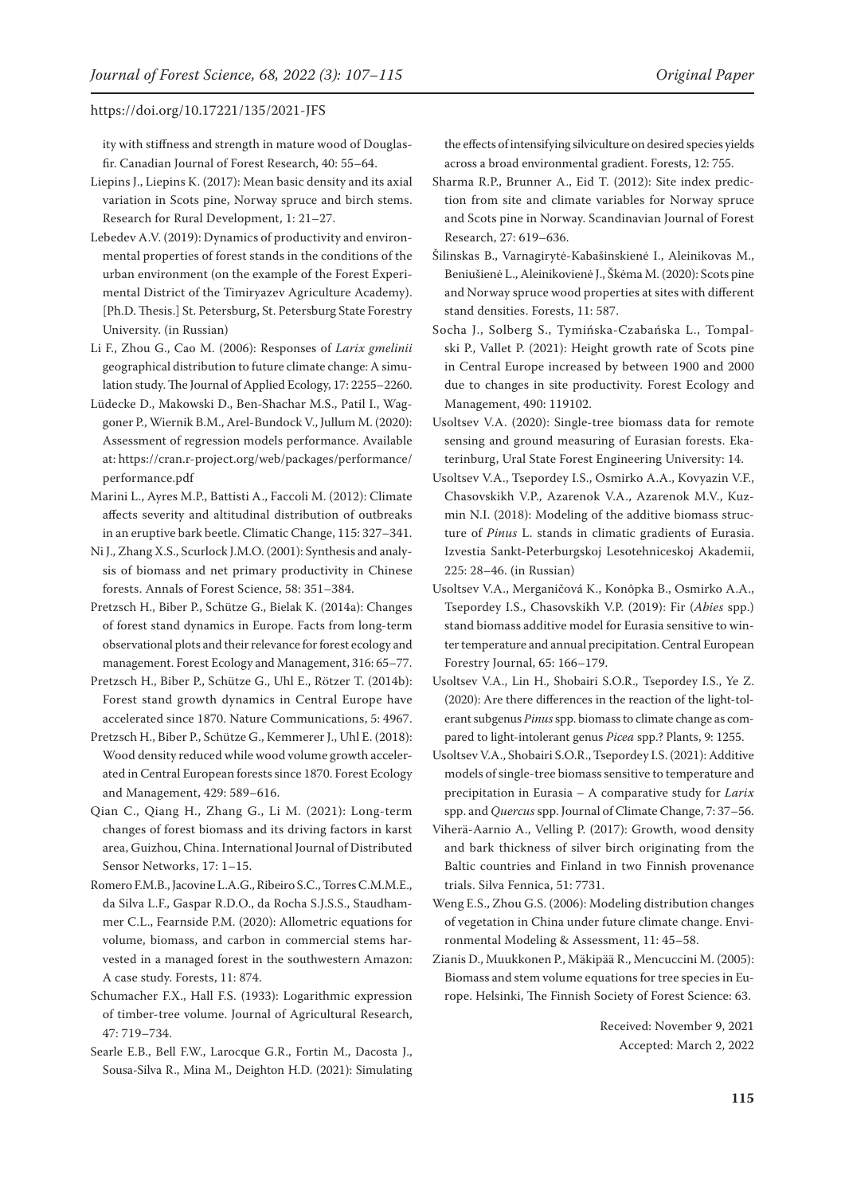ity with stiffness and strength in mature wood of Douglas-fir. Canadian Journal of Forest Research, 40: 55–64.

Liepins J., Liepins K. (2017): Mean basic density and its axial variation in Scots pine, Norway spruce and birch stems. Research for Rural Development, 1: 21–27.

Lebedev A.V. (2019): Dynamics of productivity and environmental properties of forest stands in the conditions of the urban environment (on the example of the Forest Experimental District of the Timiryazev Agriculture Academy). [Ph.D. Thesis.] St. Petersburg, St. Petersburg State Forestry University. (in Russian)

Li F., Zhou G., Cao M. (2006): Responses of *Larix gmelinii* geographical distribution to future climate change: A simulation study. The Journal of Applied Ecology, 17: 2255–2260.

Lüdecke D., Makowski D., Ben-Shachar M.S., Patil I., Waggoner P., Wiernik B.M., Arel-Bundock V., Jullum M. (2020): Assessment of regression models performance. Available at: https://cran.r-project.org/web/packages/performance/performance.pdf

Marini L., Ayres M.P., Battisti A., Faccoli M. (2012): Climate affects severity and altitudinal distribution of outbreaks in an eruptive bark beetle. Climatic Change, 115: 327–341.

Ni J., Zhang X.S., Scurlock J.M.O. (2001): Synthesis and analysis of biomass and net primary productivity in Chinese forests. Annals of Forest Science, 58: 351–384.

Pretzsch H., Biber P., Schütze G., Bielak K. (2014a): Changes of forest stand dynamics in Europe. Facts from long-term observational plots and their relevance for forest ecology and management. Forest Ecology and Management, 316: 65–77.

Pretzsch H., Biber P., Schütze G., Uhl E., Rötzer T. (2014b): Forest stand growth dynamics in Central Europe have accelerated since 1870. Nature Communications, 5: 4967.

Pretzsch H., Biber P., Schütze G., Kemmerer J., Uhl E. (2018): Wood density reduced while wood volume growth accelerated in Central European forests since 1870. Forest Ecology and Management, 429: 589–616.

Qian C., Qiang H., Zhang G., Li M. (2021): Long-term changes of forest biomass and its driving factors in karst area, Guizhou, China. International Journal of Distributed Sensor Networks, 17: 1–15.

Romero F.M.B., Jacovine L.A.G., Ribeiro S.C., Torres C.M.M.E., da Silva L.F., Gaspar R.D.O., da Rocha S.J.S.S., Staudhammer C.L., Fearnside P.M. (2020): Allometric equations for volume, biomass, and carbon in commercial stems harvested in a managed forest in the southwestern Amazon: A case study. Forests, 11: 874.

Schumacher F.X., Hall F.S. (1933): Logarithmic expression of timber-tree volume. Journal of Agricultural Research, 47: 719–734.

Searle E.B., Bell F.W., Larocque G.R., Fortin M., Dacosta J., Sousa-Silva R., Mina M., Deighton H.D. (2021): Simulating the effects of intensifying silviculture on desired species yields across a broad environmental gradient. Forests, 12: 755.

Sharma R.P., Brunner A., Eid T. (2012): Site index prediction from site and climate variables for Norway spruce and Scots pine in Norway. Scandinavian Journal of Forest Research, 27: 619–636.

Šilinskas B., Varnagirytė-Kabašinskienė I., Aleinikovas M., Beniušienė L., Aleinikovienė J., Škėma M. (2020): Scots pine and Norway spruce wood properties at sites with different stand densities. Forests, 11: 587.

Socha J., Solberg S., Tymińska-Czabańska L., Tompalski P., Vallet P. (2021): Height growth rate of Scots pine in Central Europe increased by between 1900 and 2000 due to changes in site productivity. Forest Ecology and Management, 490: 119102.

Usoltsev V.A. (2020): Single-tree biomass data for remote sensing and ground measuring of Eurasian forests. Ekaterinburg, Ural State Forest Engineering University: 14.

Usoltsev V.A., Tsepordey I.S., Osmirko A.A., Kovyazin V.F., Chasovskikh V.P., Azarenok V.A., Azarenok M.V., Kuzmin N.I. (2018): Modeling of the additive biomass structure of *Pinus* L. stands in climatic gradients of Eurasia. Izvestia Sankt-Peterburgskoj Lesotehniceskoj Akademii, 225: 28–46. (in Russian)

Usoltsev V.A., Merganičová K., Konôpka B., Osmirko A.A., Tsepordey I.S., Chasovskikh V.P. (2019): Fir (*Abies* spp.) stand biomass additive model for Eurasia sensitive to winter temperature and annual precipitation. Central European Forestry Journal, 65: 166–179.

Usoltsev V.A., Lin H., Shobairi S.O.R., Tsepordey I.S., Ye Z. (2020): Are there differences in the reaction of the light-tolerant subgenus *Pinus* spp. biomass to climate change as compared to light-intolerant genus *Picea* spp.? Plants, 9: 1255.

Usoltsev V.A., Shobairi S.O.R., Tsepordey I.S. (2021): Additive models of single-tree biomass sensitive to temperature and precipitation in Eurasia – A comparative study for *Larix* spp. and *Quercus* spp. Journal of Climate Change, 7: 37–56.

Viherä-Aarnio A., Velling P. (2017): Growth, wood density and bark thickness of silver birch originating from the Baltic countries and Finland in two Finnish provenance trials. Silva Fennica, 51: 7731.

Weng E.S., Zhou G.S. (2006): Modeling distribution changes of vegetation in China under future climate change. Environmental Modeling & Assessment, 11: 45–58.

Zianis D., Muukkonen P., Mäkipää R., Mencuccini M. (2005): Biomass and stem volume equations for tree species in Europe. Helsinki, The Finnish Society of Forest Science: 63.

Received: November 9, 2021
Accepted: March 2, 2022